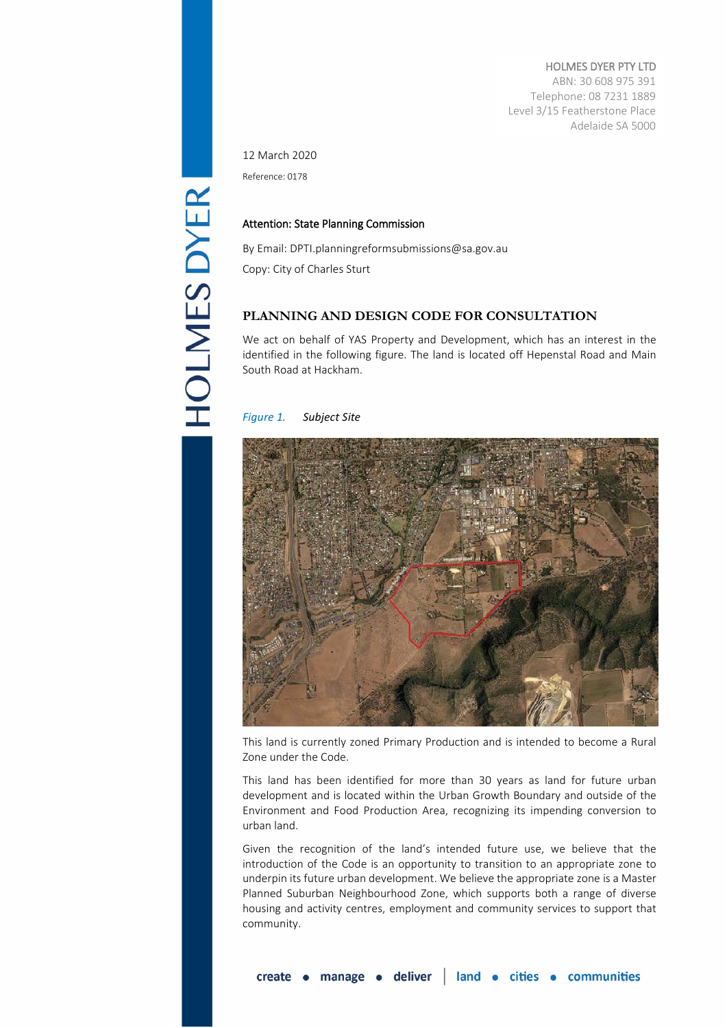HOLMES DYER PTY LTD
ABN: 30 608 975 391
Telephone: 08 7231 1889
Level 3/15 Featherstone Place
Adelaide SA 5000

12 March 2020

Reference: 0178

**Attention: State Planning Commission**

By Email: DPTI.planningreformsubmissions@sa.gov.au

Copy: City of Charles Sturt

## PLANNING AND DESIGN CODE FOR CONSULTATION

We act on behalf of YAS Property and Development, which has an interest in the identified in the following figure. The land is located off Hepenstal Road and Main South Road at Hackham.

*Figure 1. Subject Site*

This land is currently zoned Primary Production and is intended to become a Rural Zone under the Code.

This land has been identified for more than 30 years as land for future urban development and is located within the Urban Growth Boundary and outside of the Environment and Food Production Area, recognizing its impending conversion to urban land.

Given the recognition of the land's intended future use, we believe that the introduction of the Code is an opportunity to transition to an appropriate zone to underpin its future urban development. We believe the appropriate zone is a Master Planned Suburban Neighbourhood Zone, which supports both a range of diverse housing and activity centres, employment and community services to support that community.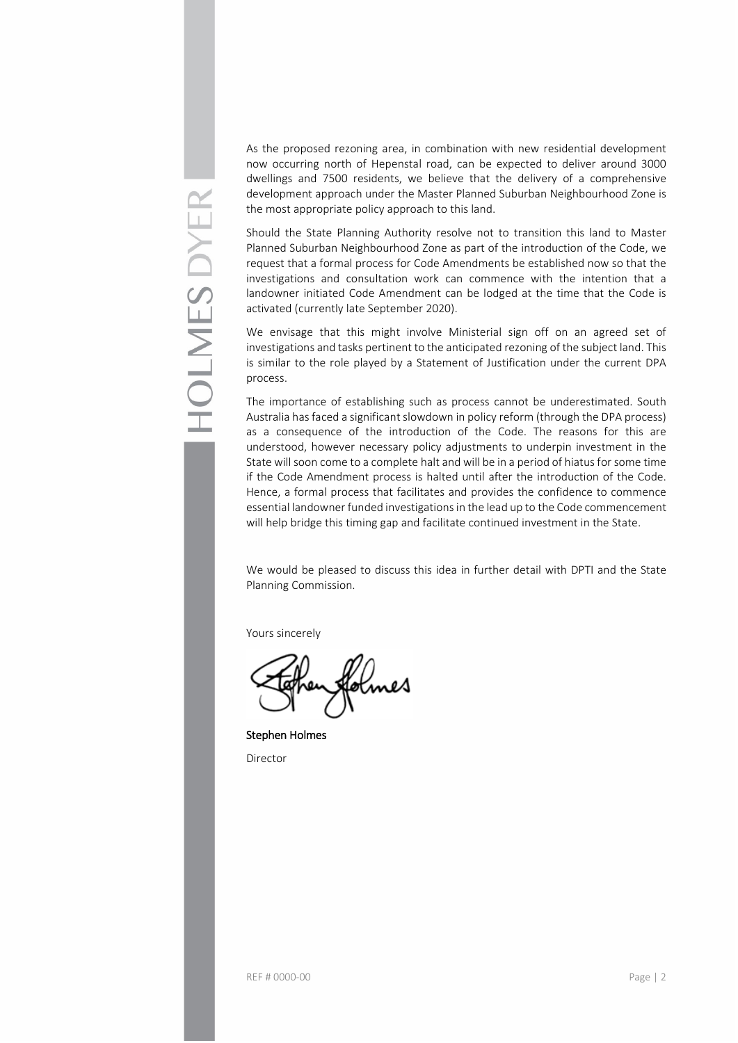As the proposed rezoning area, in combination with new residential development now occurring north of Hepenstal road, can be expected to deliver around 3000 dwellings and 7500 residents, we believe that the delivery of a comprehensive development approach under the Master Planned Suburban Neighbourhood Zone is the most appropriate policy approach to this land.

Should the State Planning Authority resolve not to transition this land to Master Planned Suburban Neighbourhood Zone as part of the introduction of the Code, we request that a formal process for Code Amendments be established now so that the investigations and consultation work can commence with the intention that a landowner initiated Code Amendment can be lodged at the time that the Code is activated (currently late September 2020).

We envisage that this might involve Ministerial sign off on an agreed set of investigations and tasks pertinent to the anticipated rezoning of the subject land. This is similar to the role played by a Statement of Justification under the current DPA process.

The importance of establishing such as process cannot be underestimated. South Australia has faced a significant slowdown in policy reform (through the DPA process) as a consequence of the introduction of the Code. The reasons for this are understood, however necessary policy adjustments to underpin investment in the State will soon come to a complete halt and will be in a period of hiatus for some time if the Code Amendment process is halted until after the introduction of the Code. Hence, a formal process that facilitates and provides the confidence to commence essential landowner funded investigations in the lead up to the Code commencement will help bridge this timing gap and facilitate continued investment in the State.

We would be pleased to discuss this idea in further detail with DPTI and the State Planning Commission.

Yours sincerely

Stephen Holmes

**Stephen Holmes**

Director

REF # 0000-00